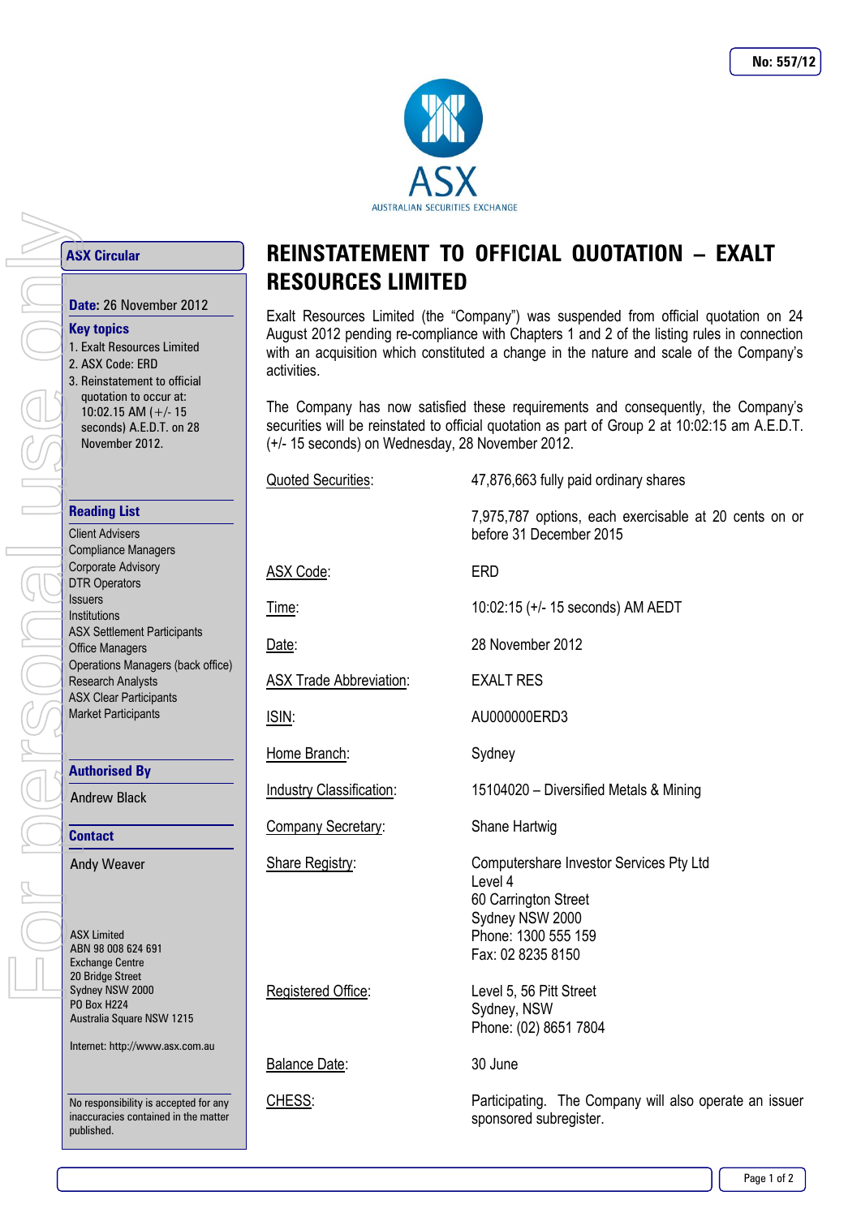No: 557/12

# REINSTATEMENT TO OFFICIAL QUOTATION – EXALT RESOURCES LIMITED

**ASX Circular**

**Date:** 26 November 2012

**Key topics**

1. Exalt Resources Limited
2. ASX Code: ERD
3. Reinstatement to official quotation to occur at: 10:02.15 AM (+/- 15 seconds) A.E.D.T. on 28 November 2012.

**Reading List**

Client Advisers
Compliance Managers
Corporate Advisory
DTR Operators
Issuers
Institutions
ASX Settlement Participants
Office Managers
Operations Managers (back office)
Research Analysts
ASX Clear Participants
Market Participants

**Authorised By**

Andrew Black

**Contact**

Andy Weaver

ASX Limited
ABN 98 008 624 691
Exchange Centre
20 Bridge Street
Sydney NSW 2000
PO Box H224
Australia Square NSW 1215

Internet: http://www.asx.com.au

No responsibility is accepted for any inaccuracies contained in the matter published.

Exalt Resources Limited (the "Company") was suspended from official quotation on 24 August 2012 pending re-compliance with Chapters 1 and 2 of the listing rules in connection with an acquisition which constituted a change in the nature and scale of the Company's activities.

The Company has now satisfied these requirements and consequently, the Company's securities will be reinstated to official quotation as part of Group 2 at 10:02:15 am A.E.D.T. (+/- 15 seconds) on Wednesday, 28 November 2012.

| | |
|---|---|
| Quoted Securities: | 47,876,663 fully paid ordinary shares<br><br>7,975,787 options, each exercisable at 20 cents on or before 31 December 2015 |
| ASX Code: | ERD |
| Time: | 10:02:15 (+/- 15 seconds) AM AEDT |
| Date: | 28 November 2012 |
| ASX Trade Abbreviation: | EXALT RES |
| ISIN: | AU000000ERD3 |
| Home Branch: | Sydney |
| Industry Classification: | 15104020 – Diversified Metals & Mining |
| Company Secretary: | Shane Hartwig |
| Share Registry: | Computershare Investor Services Pty Ltd<br>Level 4<br>60 Carrington Street<br>Sydney NSW 2000<br>Phone: 1300 555 159<br>Fax: 02 8235 8150 |
| Registered Office: | Level 5, 56 Pitt Street<br>Sydney, NSW<br>Phone: (02) 8651 7804 |
| Balance Date: | 30 June |
| CHESS: | Participating. The Company will also operate an issuer sponsored subregister. |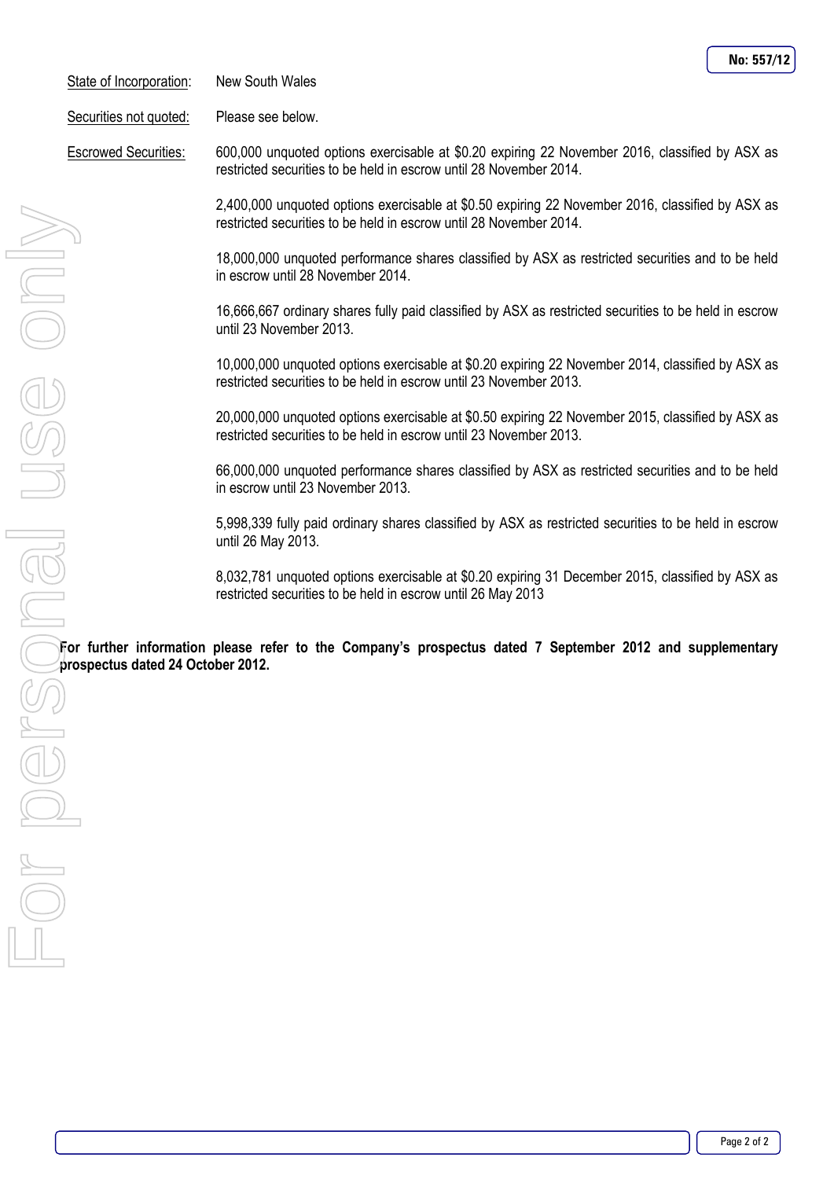No: 557/12

State of Incorporation: New South Wales

Securities not quoted: Please see below.

Escrowed Securities: 600,000 unquoted options exercisable at $0.20 expiring 22 November 2016, classified by ASX as restricted securities to be held in escrow until 28 November 2014.

2,400,000 unquoted options exercisable at $0.50 expiring 22 November 2016, classified by ASX as restricted securities to be held in escrow until 28 November 2014.

18,000,000 unquoted performance shares classified by ASX as restricted securities and to be held in escrow until 28 November 2014.

16,666,667 ordinary shares fully paid classified by ASX as restricted securities to be held in escrow until 23 November 2013.

10,000,000 unquoted options exercisable at $0.20 expiring 22 November 2014, classified by ASX as restricted securities to be held in escrow until 23 November 2013.

20,000,000 unquoted options exercisable at $0.50 expiring 22 November 2015, classified by ASX as restricted securities to be held in escrow until 23 November 2013.

66,000,000 unquoted performance shares classified by ASX as restricted securities and to be held in escrow until 23 November 2013.

5,998,339 fully paid ordinary shares classified by ASX as restricted securities to be held in escrow until 26 May 2013.

8,032,781 unquoted options exercisable at $0.20 expiring 31 December 2015, classified by ASX as restricted securities to be held in escrow until 26 May 2013

**For further information please refer to the Company's prospectus dated 7 September 2012 and supplementary prospectus dated 24 October 2012.**